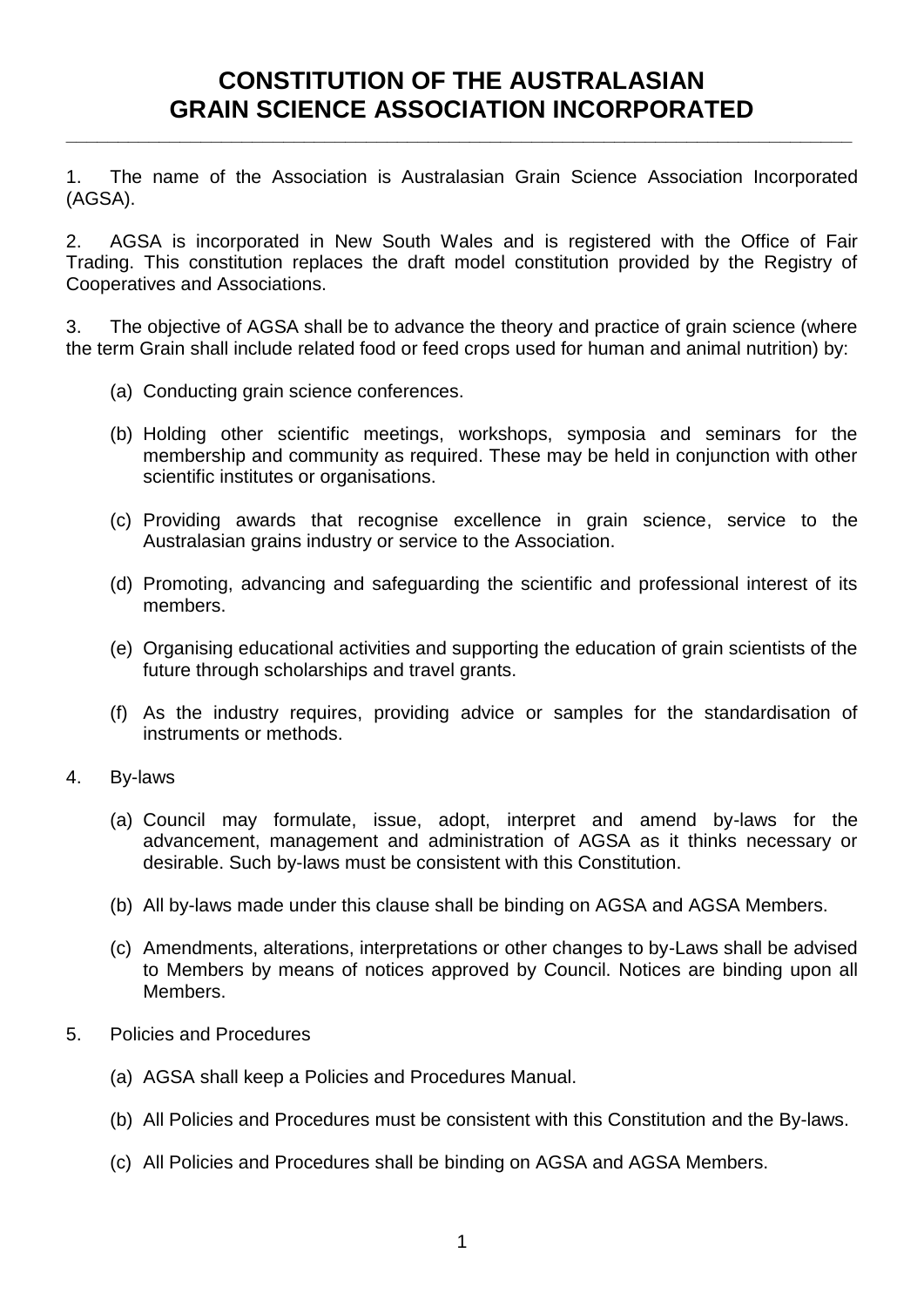# CONSTITUTION OF THE AUSTRALASIAN GRAIN SCIENCE ASSOCIATION INCORPORATED

1. The name of the Association is Australasian Grain Science Association Incorporated (AGSA).

2. AGSA is incorporated in New South Wales and is registered with the Office of Fair Trading. This constitution replaces the draft model constitution provided by the Registry of Cooperatives and Associations.

3. The objective of AGSA shall be to advance the theory and practice of grain science (where the term Grain shall include related food or feed crops used for human and animal nutrition) by:

   (a) Conducting grain science conferences.

   (b) Holding other scientific meetings, workshops, symposia and seminars for the membership and community as required. These may be held in conjunction with other scientific institutes or organisations.

   (c) Providing awards that recognise excellence in grain science, service to the Australasian grains industry or service to the Association.

   (d) Promoting, advancing and safeguarding the scientific and professional interest of its members.

   (e) Organising educational activities and supporting the education of grain scientists of the future through scholarships and travel grants.

   (f) As the industry requires, providing advice or samples for the standardisation of instruments or methods.

4. By-laws

   (a) Council may formulate, issue, adopt, interpret and amend by-laws for the advancement, management and administration of AGSA as it thinks necessary or desirable. Such by-laws must be consistent with this Constitution.

   (b) All by-laws made under this clause shall be binding on AGSA and AGSA Members.

   (c) Amendments, alterations, interpretations or other changes to by-Laws shall be advised to Members by means of notices approved by Council. Notices are binding upon all Members.

5. Policies and Procedures

   (a) AGSA shall keep a Policies and Procedures Manual.

   (b) All Policies and Procedures must be consistent with this Constitution and the By-laws.

   (c) All Policies and Procedures shall be binding on AGSA and AGSA Members.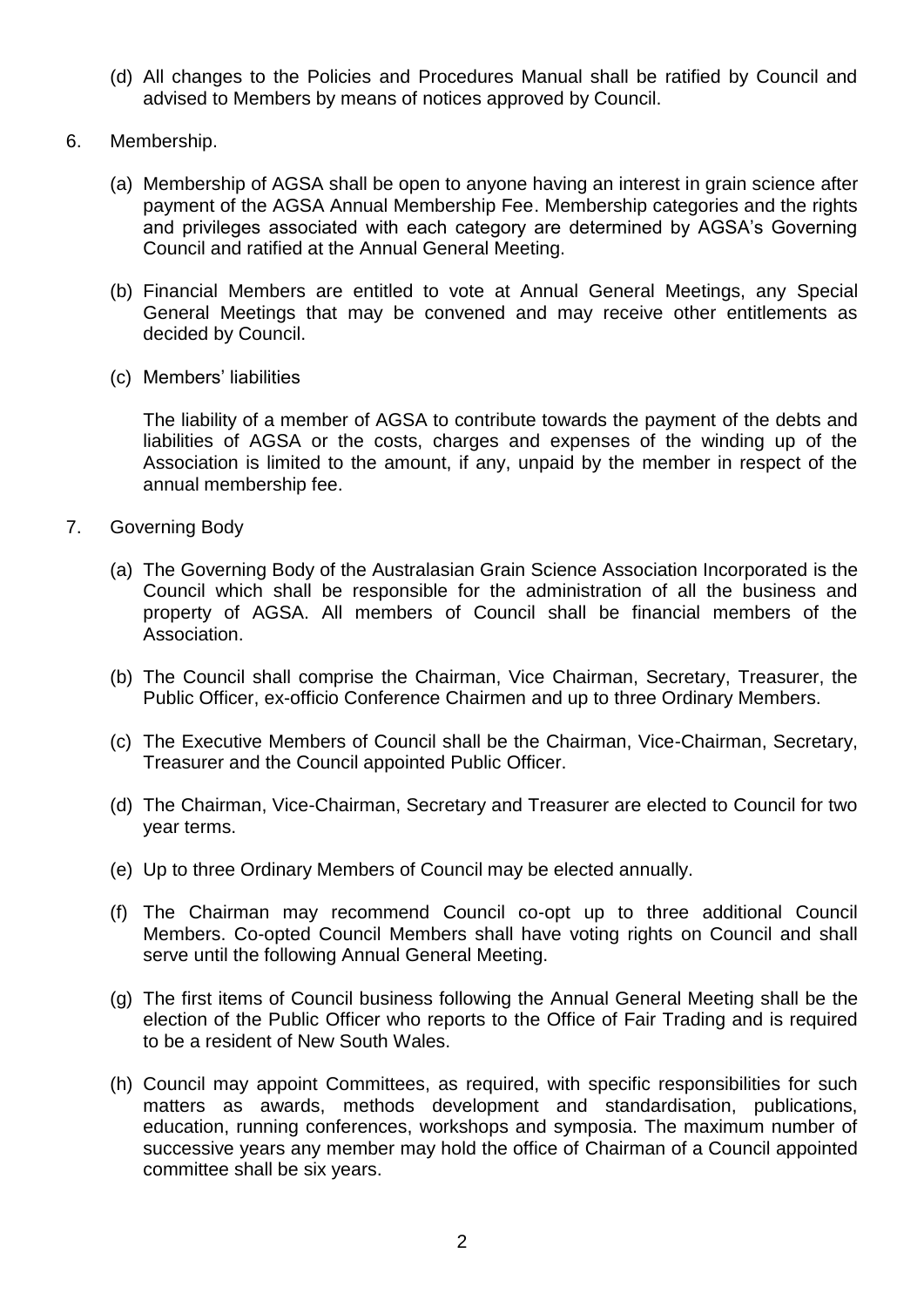(d) All changes to the Policies and Procedures Manual shall be ratified by Council and advised to Members by means of notices approved by Council.

6. Membership.

   (a) Membership of AGSA shall be open to anyone having an interest in grain science after payment of the AGSA Annual Membership Fee. Membership categories and the rights and privileges associated with each category are determined by AGSA's Governing Council and ratified at the Annual General Meeting.

   (b) Financial Members are entitled to vote at Annual General Meetings, any Special General Meetings that may be convened and may receive other entitlements as decided by Council.

   (c) Members' liabilities

   The liability of a member of AGSA to contribute towards the payment of the debts and liabilities of AGSA or the costs, charges and expenses of the winding up of the Association is limited to the amount, if any, unpaid by the member in respect of the annual membership fee.

7. Governing Body

   (a) The Governing Body of the Australasian Grain Science Association Incorporated is the Council which shall be responsible for the administration of all the business and property of AGSA. All members of Council shall be financial members of the Association.

   (b) The Council shall comprise the Chairman, Vice Chairman, Secretary, Treasurer, the Public Officer, ex-officio Conference Chairmen and up to three Ordinary Members.

   (c) The Executive Members of Council shall be the Chairman, Vice-Chairman, Secretary, Treasurer and the Council appointed Public Officer.

   (d) The Chairman, Vice-Chairman, Secretary and Treasurer are elected to Council for two year terms.

   (e) Up to three Ordinary Members of Council may be elected annually.

   (f) The Chairman may recommend Council co-opt up to three additional Council Members. Co-opted Council Members shall have voting rights on Council and shall serve until the following Annual General Meeting.

   (g) The first items of Council business following the Annual General Meeting shall be the election of the Public Officer who reports to the Office of Fair Trading and is required to be a resident of New South Wales.

   (h) Council may appoint Committees, as required, with specific responsibilities for such matters as awards, methods development and standardisation, publications, education, running conferences, workshops and symposia. The maximum number of successive years any member may hold the office of Chairman of a Council appointed committee shall be six years.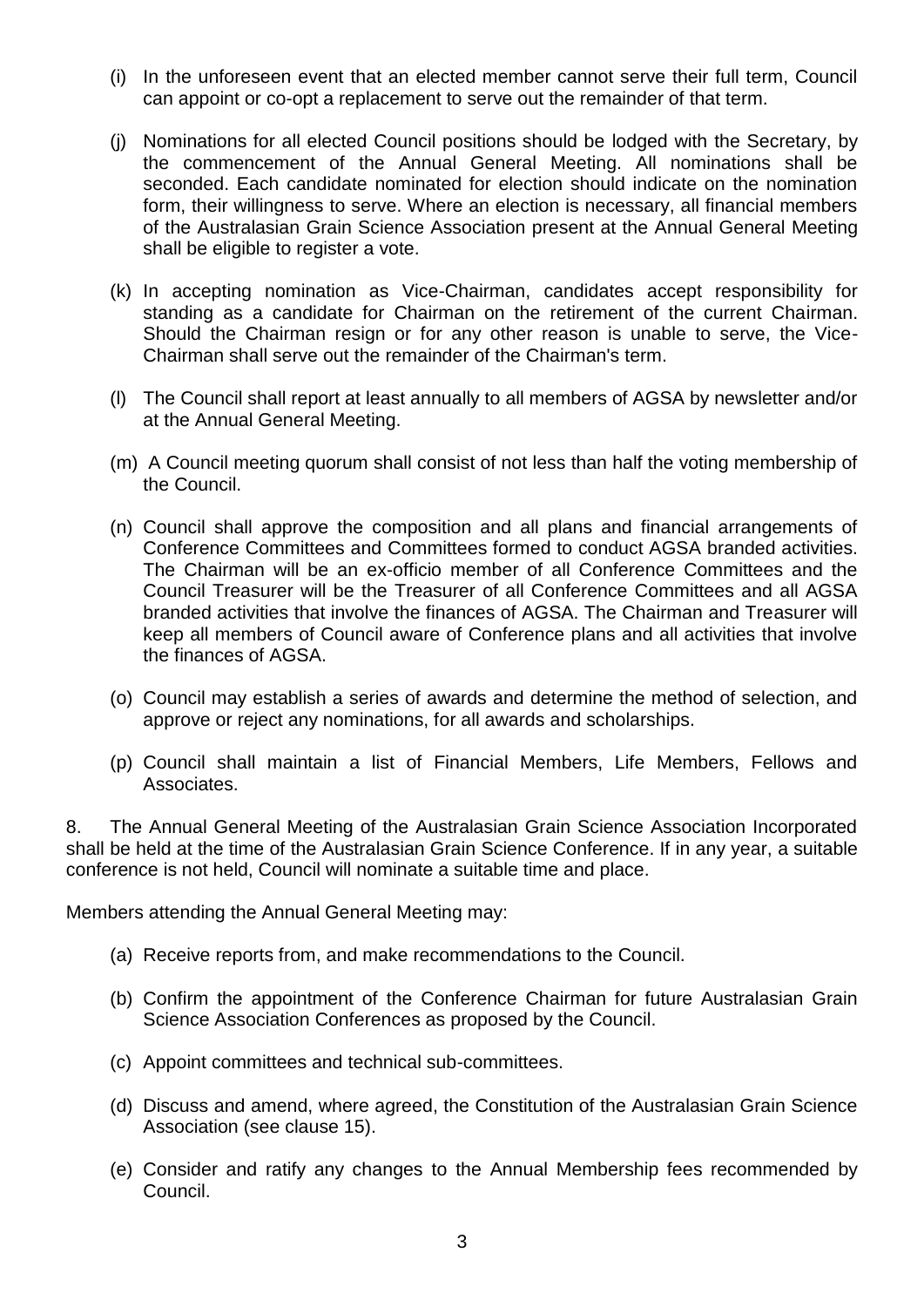(i) In the unforeseen event that an elected member cannot serve their full term, Council can appoint or co-opt a replacement to serve out the remainder of that term.

(j) Nominations for all elected Council positions should be lodged with the Secretary, by the commencement of the Annual General Meeting. All nominations shall be seconded. Each candidate nominated for election should indicate on the nomination form, their willingness to serve. Where an election is necessary, all financial members of the Australasian Grain Science Association present at the Annual General Meeting shall be eligible to register a vote.

(k) In accepting nomination as Vice-Chairman, candidates accept responsibility for standing as a candidate for Chairman on the retirement of the current Chairman. Should the Chairman resign or for any other reason is unable to serve, the Vice-Chairman shall serve out the remainder of the Chairman's term.

(l) The Council shall report at least annually to all members of AGSA by newsletter and/or at the Annual General Meeting.

(m) A Council meeting quorum shall consist of not less than half the voting membership of the Council.

(n) Council shall approve the composition and all plans and financial arrangements of Conference Committees and Committees formed to conduct AGSA branded activities. The Chairman will be an ex-officio member of all Conference Committees and the Council Treasurer will be the Treasurer of all Conference Committees and all AGSA branded activities that involve the finances of AGSA. The Chairman and Treasurer will keep all members of Council aware of Conference plans and all activities that involve the finances of AGSA.

(o) Council may establish a series of awards and determine the method of selection, and approve or reject any nominations, for all awards and scholarships.

(p) Council shall maintain a list of Financial Members, Life Members, Fellows and Associates.

8. The Annual General Meeting of the Australasian Grain Science Association Incorporated shall be held at the time of the Australasian Grain Science Conference. If in any year, a suitable conference is not held, Council will nominate a suitable time and place.

Members attending the Annual General Meeting may:

(a) Receive reports from, and make recommendations to the Council.

(b) Confirm the appointment of the Conference Chairman for future Australasian Grain Science Association Conferences as proposed by the Council.

(c) Appoint committees and technical sub-committees.

(d) Discuss and amend, where agreed, the Constitution of the Australasian Grain Science Association (see clause 15).

(e) Consider and ratify any changes to the Annual Membership fees recommended by Council.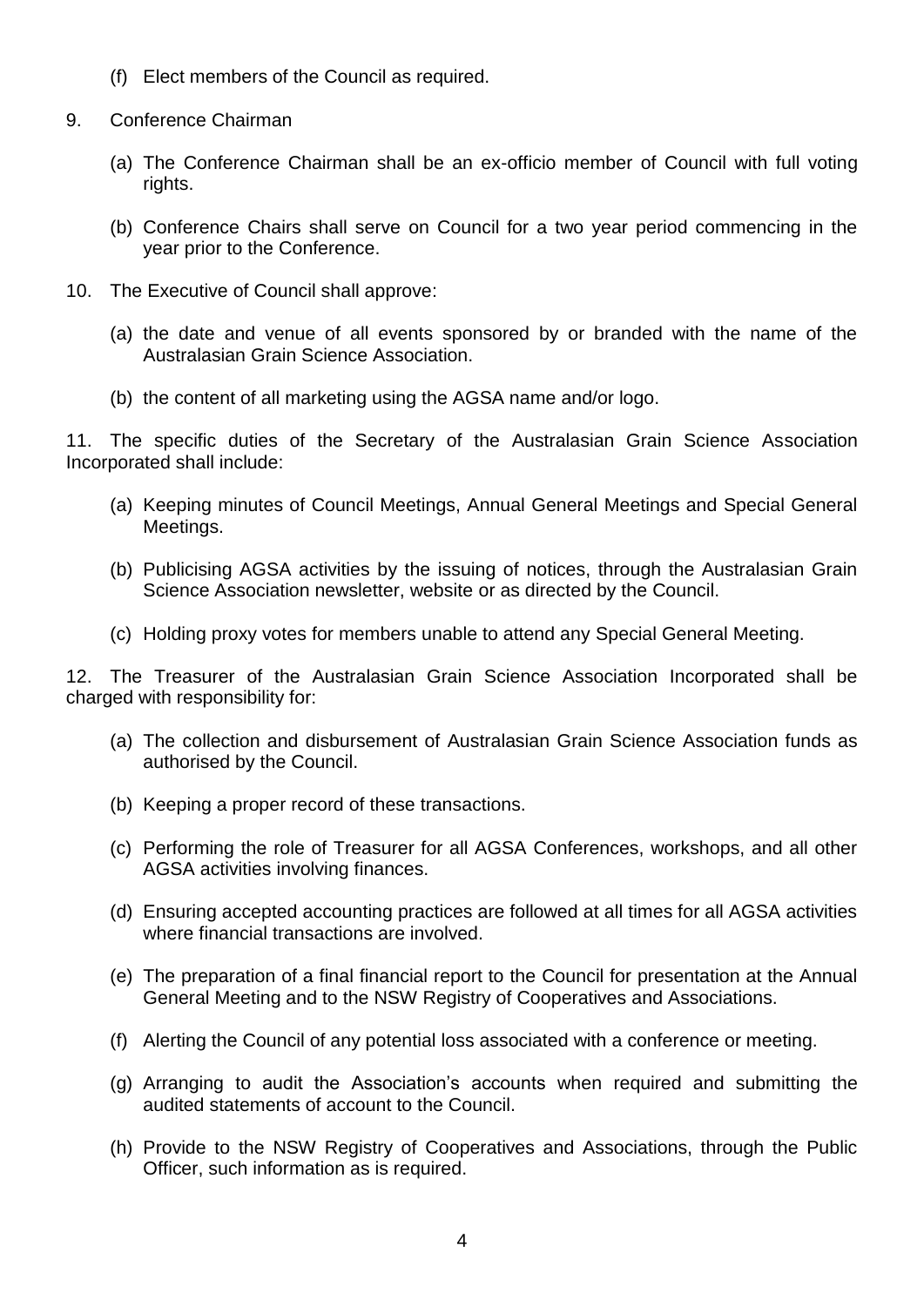(f) Elect members of the Council as required.

9. Conference Chairman

   (a) The Conference Chairman shall be an ex-officio member of Council with full voting rights.

   (b) Conference Chairs shall serve on Council for a two year period commencing in the year prior to the Conference.

10. The Executive of Council shall approve:

   (a) the date and venue of all events sponsored by or branded with the name of the Australasian Grain Science Association.

   (b) the content of all marketing using the AGSA name and/or logo.

11. The specific duties of the Secretary of the Australasian Grain Science Association Incorporated shall include:

   (a) Keeping minutes of Council Meetings, Annual General Meetings and Special General Meetings.

   (b) Publicising AGSA activities by the issuing of notices, through the Australasian Grain Science Association newsletter, website or as directed by the Council.

   (c) Holding proxy votes for members unable to attend any Special General Meeting.

12. The Treasurer of the Australasian Grain Science Association Incorporated shall be charged with responsibility for:

   (a) The collection and disbursement of Australasian Grain Science Association funds as authorised by the Council.

   (b) Keeping a proper record of these transactions.

   (c) Performing the role of Treasurer for all AGSA Conferences, workshops, and all other AGSA activities involving finances.

   (d) Ensuring accepted accounting practices are followed at all times for all AGSA activities where financial transactions are involved.

   (e) The preparation of a final financial report to the Council for presentation at the Annual General Meeting and to the NSW Registry of Cooperatives and Associations.

   (f) Alerting the Council of any potential loss associated with a conference or meeting.

   (g) Arranging to audit the Association's accounts when required and submitting the audited statements of account to the Council.

   (h) Provide to the NSW Registry of Cooperatives and Associations, through the Public Officer, such information as is required.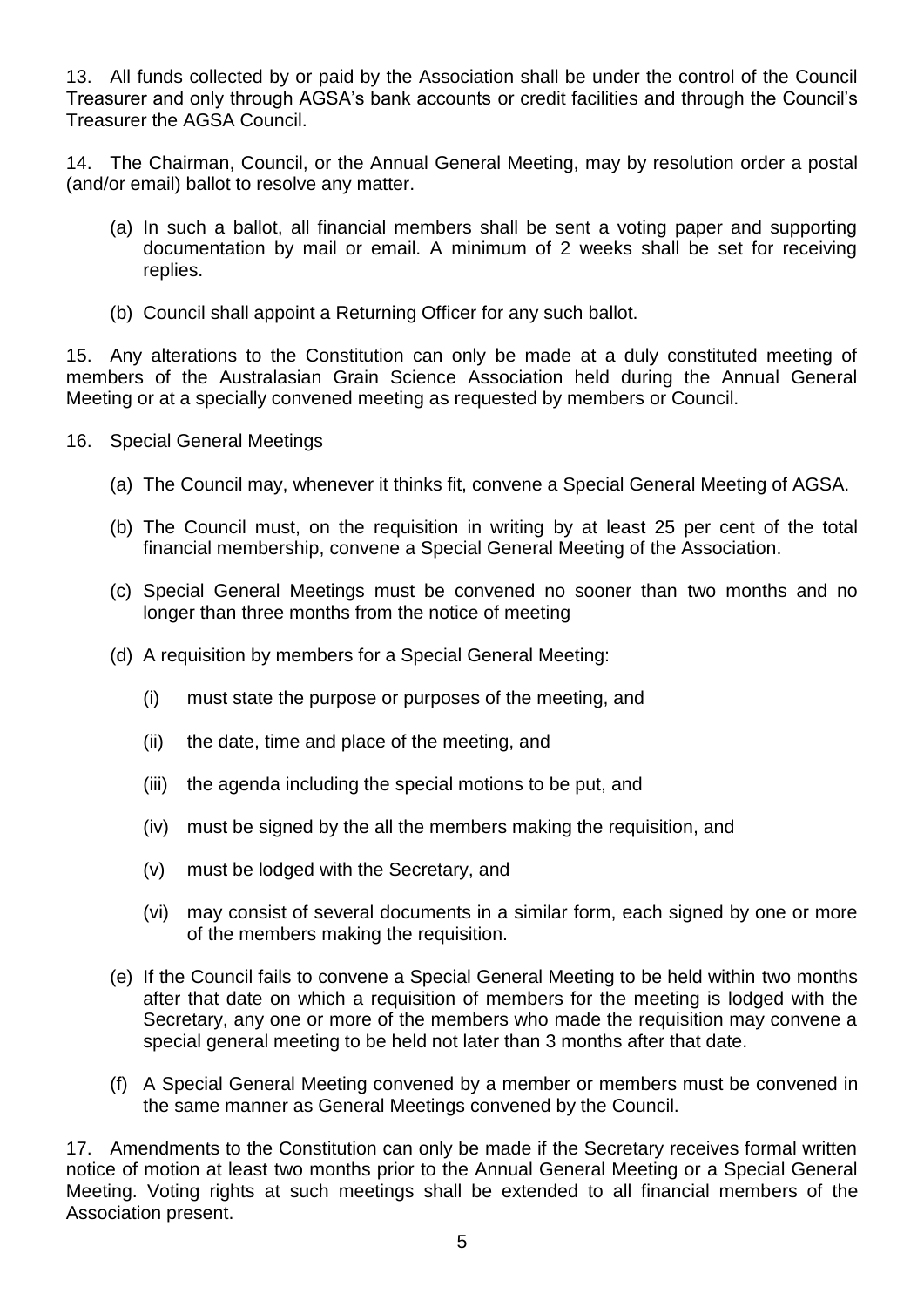13. All funds collected by or paid by the Association shall be under the control of the Council Treasurer and only through AGSA's bank accounts or credit facilities and through the Council's Treasurer the AGSA Council.

14. The Chairman, Council, or the Annual General Meeting, may by resolution order a postal (and/or email) ballot to resolve any matter.

(a) In such a ballot, all financial members shall be sent a voting paper and supporting documentation by mail or email. A minimum of 2 weeks shall be set for receiving replies.

(b) Council shall appoint a Returning Officer for any such ballot.

15. Any alterations to the Constitution can only be made at a duly constituted meeting of members of the Australasian Grain Science Association held during the Annual General Meeting or at a specially convened meeting as requested by members or Council.

16. Special General Meetings

(a) The Council may, whenever it thinks fit, convene a Special General Meeting of AGSA.

(b) The Council must, on the requisition in writing by at least 25 per cent of the total financial membership, convene a Special General Meeting of the Association.

(c) Special General Meetings must be convened no sooner than two months and no longer than three months from the notice of meeting

(d) A requisition by members for a Special General Meeting:

(i) must state the purpose or purposes of the meeting, and

(ii) the date, time and place of the meeting, and

(iii) the agenda including the special motions to be put, and

(iv) must be signed by the all the members making the requisition, and

(v) must be lodged with the Secretary, and

(vi) may consist of several documents in a similar form, each signed by one or more of the members making the requisition.

(e) If the Council fails to convene a Special General Meeting to be held within two months after that date on which a requisition of members for the meeting is lodged with the Secretary, any one or more of the members who made the requisition may convene a special general meeting to be held not later than 3 months after that date.

(f) A Special General Meeting convened by a member or members must be convened in the same manner as General Meetings convened by the Council.

17. Amendments to the Constitution can only be made if the Secretary receives formal written notice of motion at least two months prior to the Annual General Meeting or a Special General Meeting. Voting rights at such meetings shall be extended to all financial members of the Association present.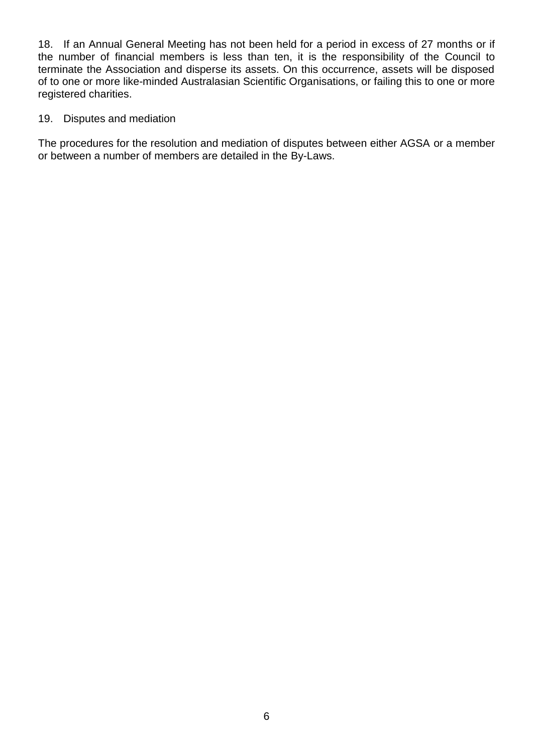18. If an Annual General Meeting has not been held for a period in excess of 27 months or if the number of financial members is less than ten, it is the responsibility of the Council to terminate the Association and disperse its assets. On this occurrence, assets will be disposed of to one or more like-minded Australasian Scientific Organisations, or failing this to one or more registered charities.

19. Disputes and mediation

The procedures for the resolution and mediation of disputes between either AGSA or a member or between a number of members are detailed in the By-Laws.